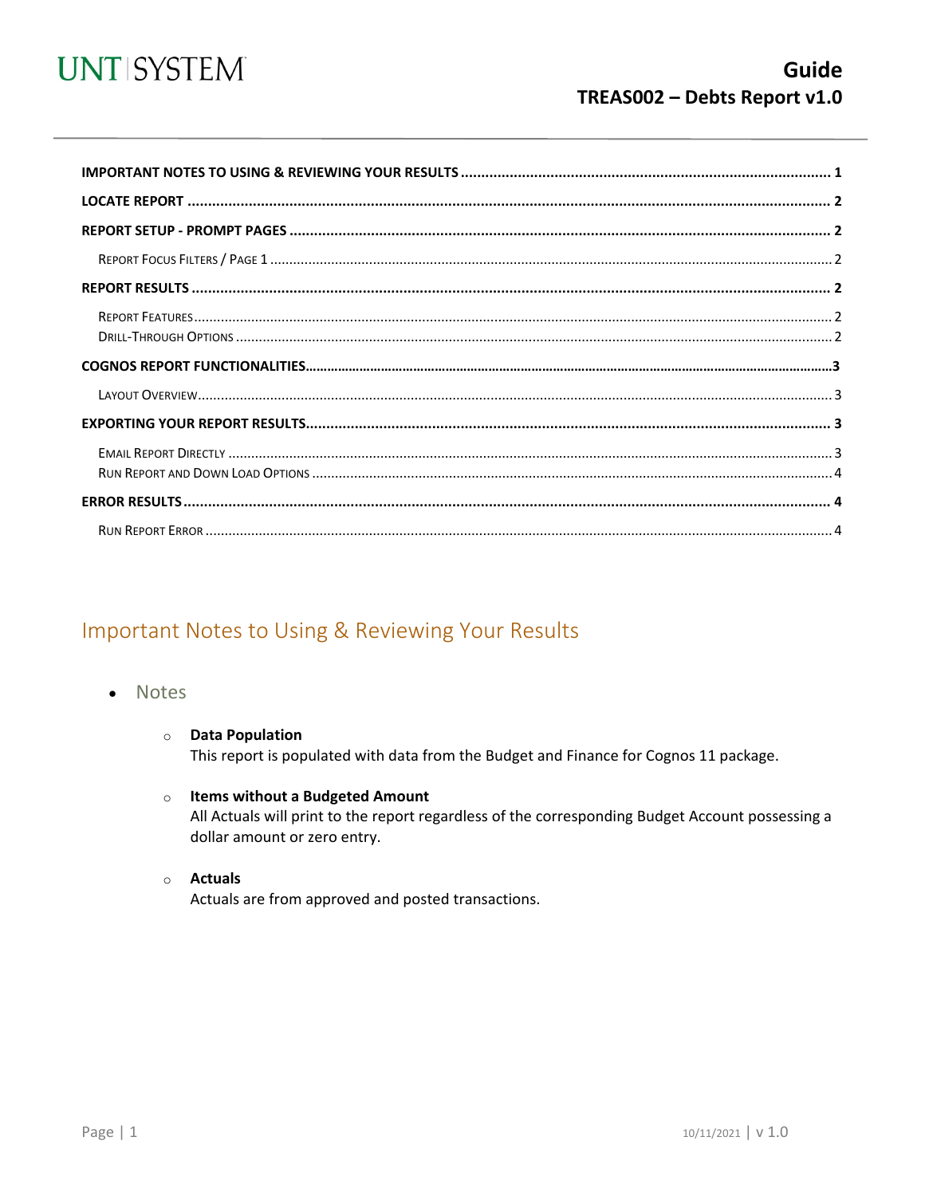UNT | SYSTEM

# Guide
## TREAS002 – Debts Report v1.0

- **IMPORTANT NOTES TO USING & REVIEWING YOUR RESULTS** .......... 1
- **LOCATE REPORT** .......... 2
- **REPORT SETUP - PROMPT PAGES** .......... 2
  - Report Focus Filters / Page 1 .......... 2
- **REPORT RESULTS** .......... 2
  - Report Features .......... 2
  - Drill-Through Options .......... 2
- **COGNOS REPORT FUNCTIONALITIES** .......... 3
  - Layout Overview .......... 3
- **EXPORTING YOUR REPORT RESULTS** .......... 3
  - Email Report Directly .......... 3
  - Run Report and Down Load Options .......... 4
- **ERROR RESULTS** .......... 4
  - Run Report Error .......... 4

## Important Notes to Using & Reviewing Your Results

- Notes
  - **Data Population**
    This report is populated with data from the Budget and Finance for Cognos 11 package.
  - **Items without a Budgeted Amount**
    All Actuals will print to the report regardless of the corresponding Budget Account possessing a dollar amount or zero entry.
  - **Actuals**
    Actuals are from approved and posted transactions.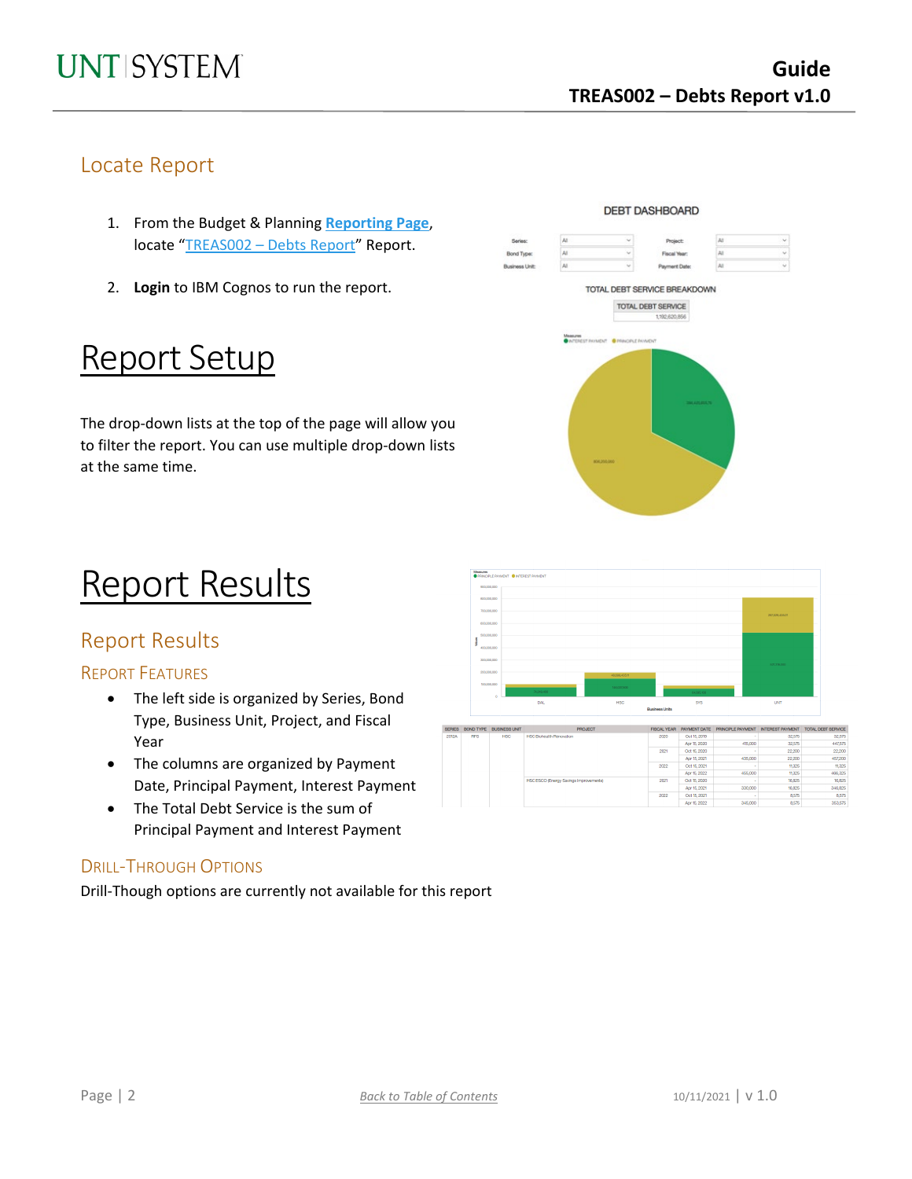## Locate Report

1. From the Budget & Planning **Reporting Page**, locate "TREAS002 – Debts Report" Report.
2. **Login** to IBM Cognos to run the report.

# Report Setup

The drop-down lists at the top of the page will allow you to filter the report. You can use multiple drop-down lists at the same time.

# Report Results

## Report Results

### Report Features

- The left side is organized by Series, Bond Type, Business Unit, Project, and Fiscal Year
- The columns are organized by Payment Date, Principal Payment, Interest Payment
- The Total Debt Service is the sum of Principal Payment and Interest Payment

### Drill-Through Options

Drill-Though options are currently not available for this report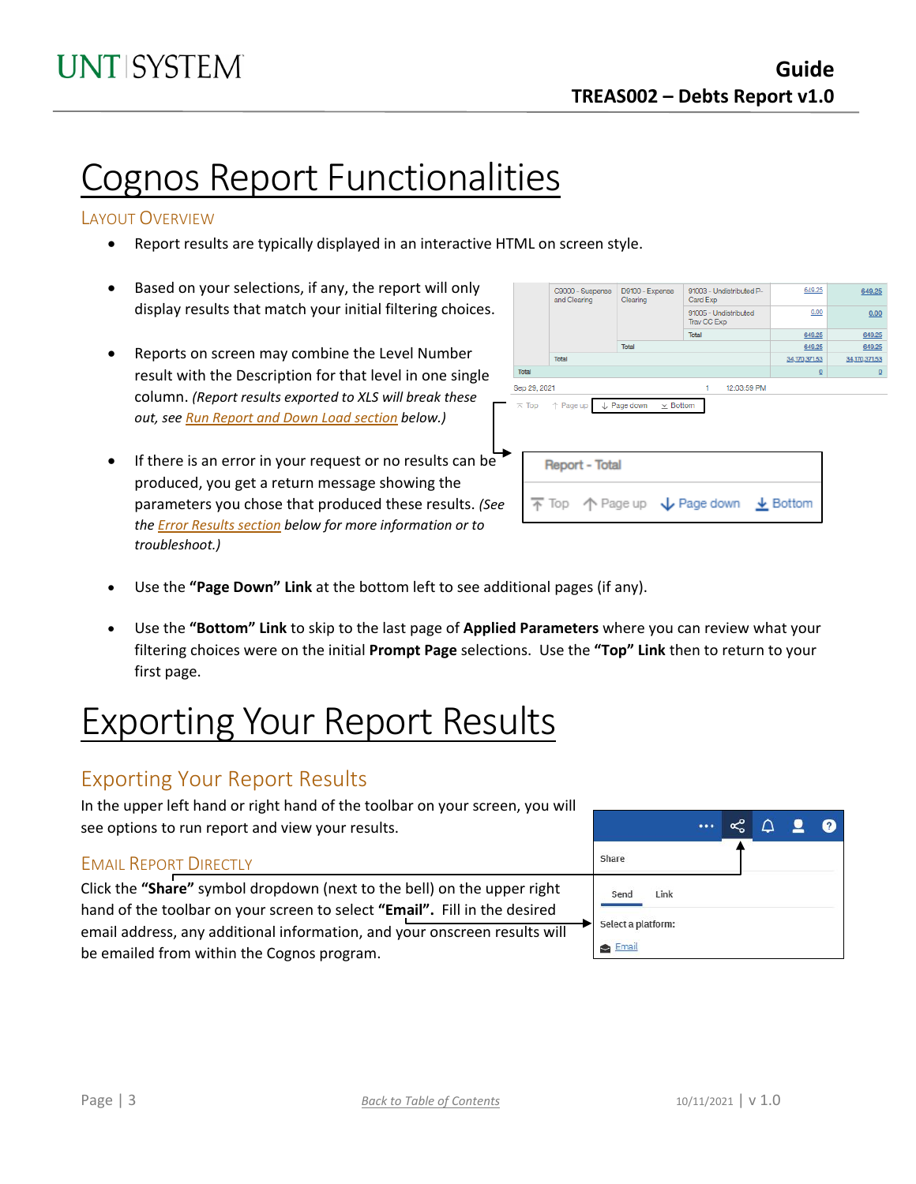# Cognos Report Functionalities

## Layout Overview

- Report results are typically displayed in an interactive HTML on screen style.
- Based on your selections, if any, the report will only display results that match your initial filtering choices.
- Reports on screen may combine the Level Number result with the Description for that level in one single column. *(Report results exported to XLS will break these out, see Run Report and Down Load section below.)*
- If there is an error in your request or no results can be produced, you get a return message showing the parameters you chose that produced these results. *(See the Error Results section below for more information or to troubleshoot.)*
- Use the **"Page Down" Link** at the bottom left to see additional pages (if any).
- Use the **"Bottom" Link** to skip to the last page of **Applied Parameters** where you can review what your filtering choices were on the initial **Prompt Page** selections. Use the **"Top" Link** then to return to your first page.

# Exporting Your Report Results

## Exporting Your Report Results

In the upper left hand or right hand of the toolbar on your screen, you will see options to run report and view your results.

### Email Report Directly

Click the **"Share"** symbol dropdown (next to the bell) on the upper right hand of the toolbar on your screen to select **"Email"**. Fill in the desired email address, any additional information, and your onscreen results will be emailed from within the Cognos program.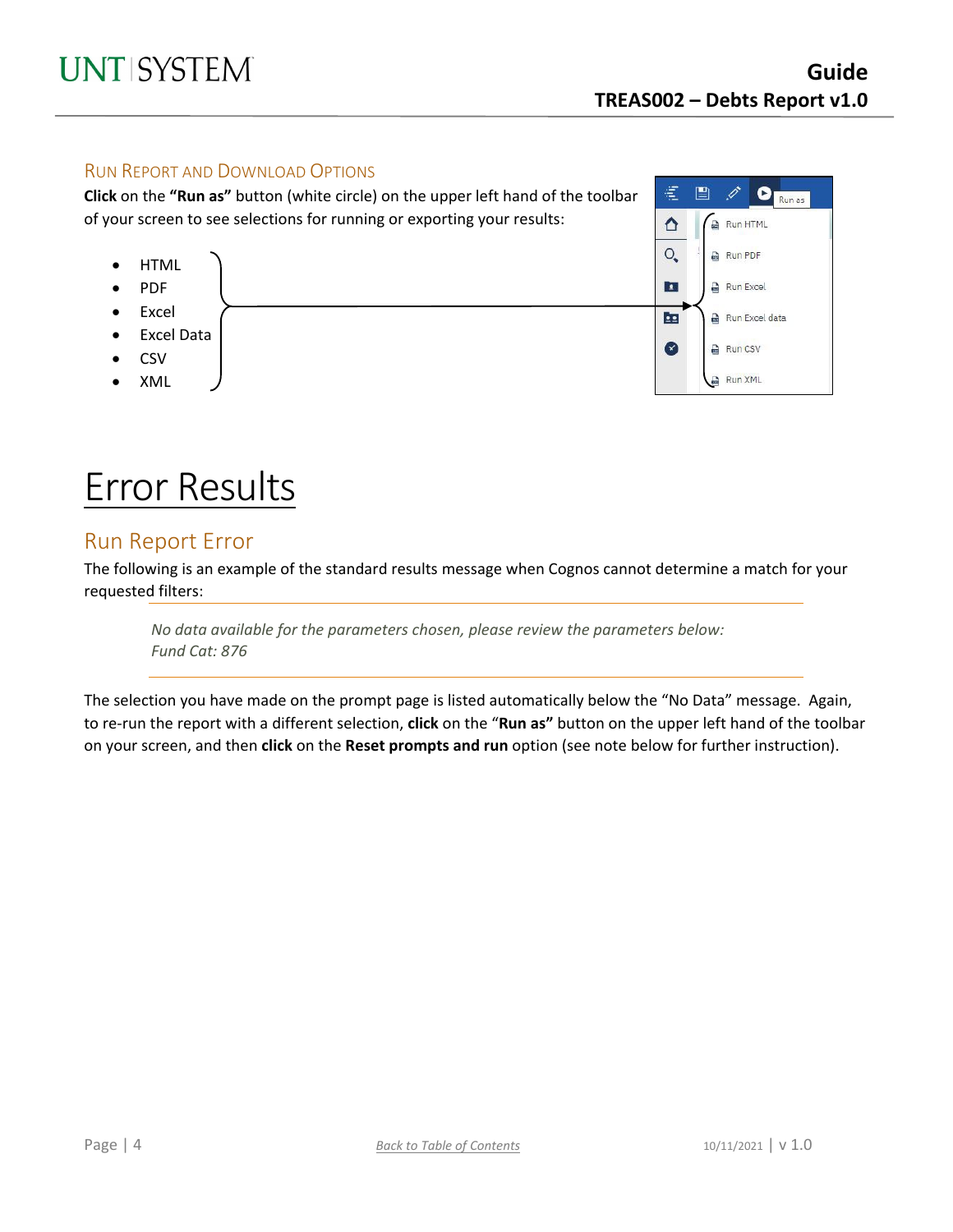### Run Report and Download Options

**Click** on the **"Run as"** button (white circle) on the upper left hand of the toolbar of your screen to see selections for running or exporting your results:

- HTML
- PDF
- Excel
- Excel Data
- CSV
- XML

# Error Results

## Run Report Error

The following is an example of the standard results message when Cognos cannot determine a match for your requested filters:

> *No data available for the parameters chosen, please review the parameters below:*
> *Fund Cat: 876*

The selection you have made on the prompt page is listed automatically below the "No Data" message. Again, to re-run the report with a different selection, **click** on the "**Run as"** button on the upper left hand of the toolbar on your screen, and then **click** on the **Reset prompts and run** option (see note below for further instruction).